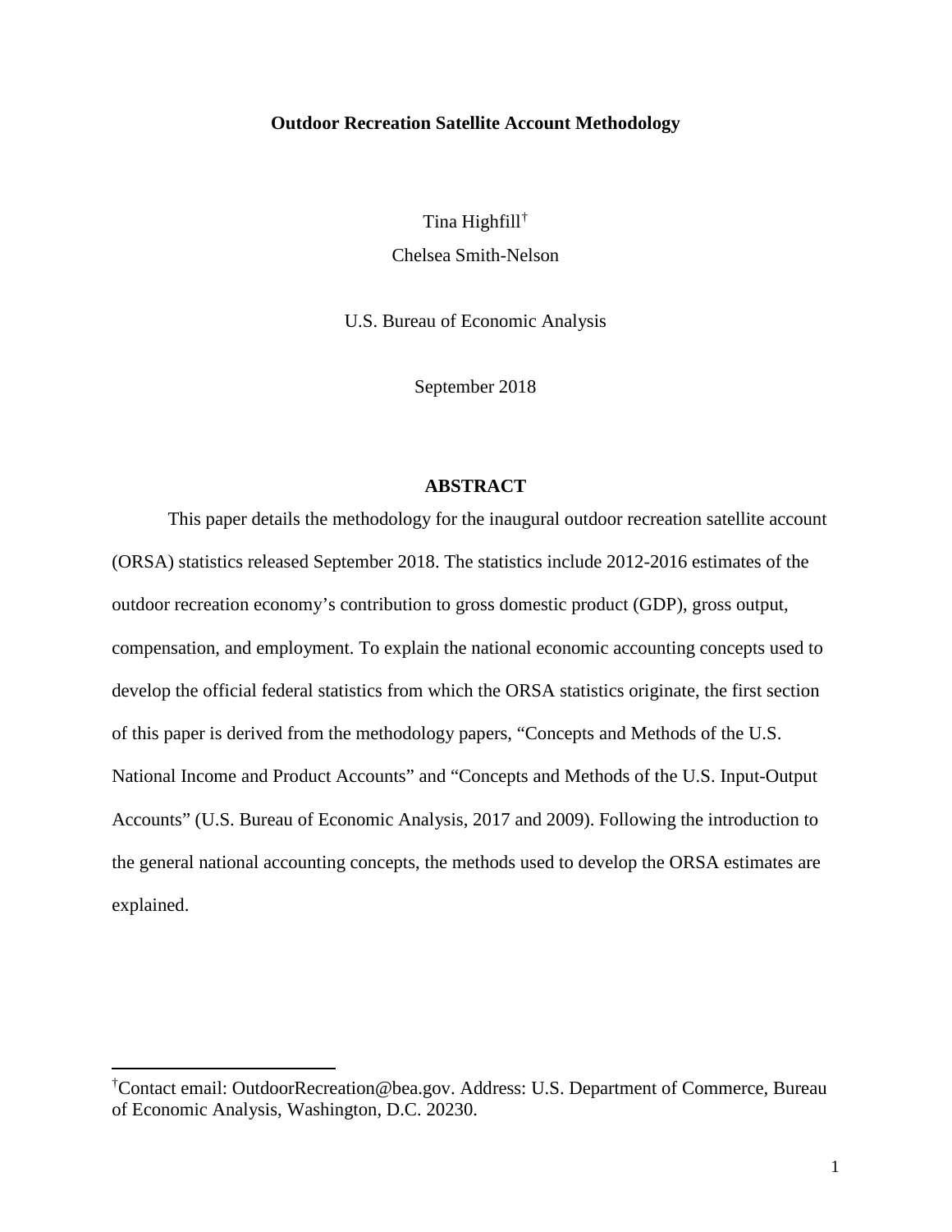# Outdoor Recreation Satellite Account Methodology

Tina Highfill[†]

Chelsea Smith-Nelson

U.S. Bureau of Economic Analysis

September 2018

## ABSTRACT

This paper details the methodology for the inaugural outdoor recreation satellite account (ORSA) statistics released September 2018. The statistics include 2012-2016 estimates of the outdoor recreation economy's contribution to gross domestic product (GDP), gross output, compensation, and employment. To explain the national economic accounting concepts used to develop the official federal statistics from which the ORSA statistics originate, the first section of this paper is derived from the methodology papers, "Concepts and Methods of the U.S. National Income and Product Accounts" and "Concepts and Methods of the U.S. Input-Output Accounts" (U.S. Bureau of Economic Analysis, 2017 and 2009). Following the introduction to the general national accounting concepts, the methods used to develop the ORSA estimates are explained.

---

[†]Contact email: OutdoorRecreation@bea.gov. Address: U.S. Department of Commerce, Bureau of Economic Analysis, Washington, D.C. 20230.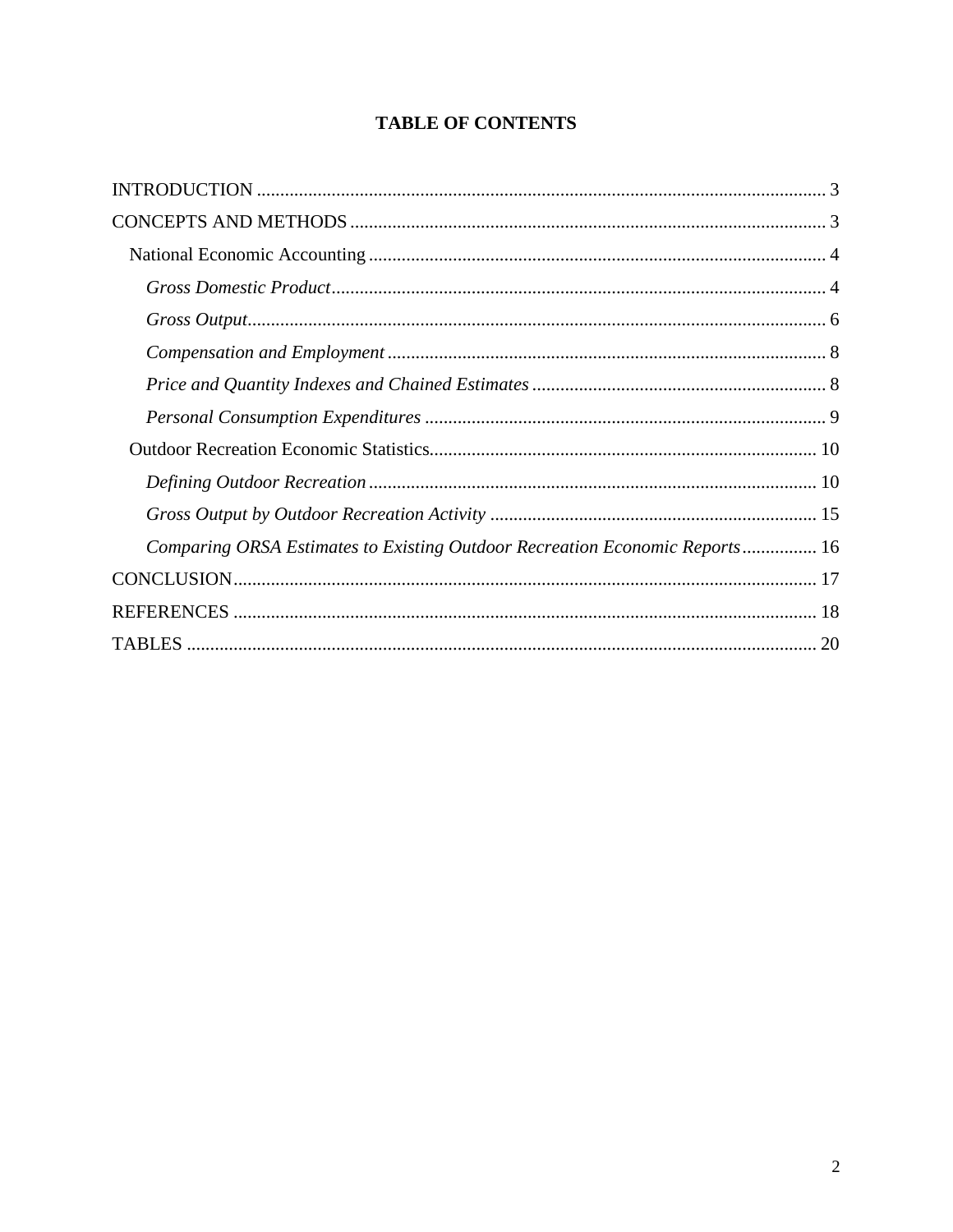# TABLE OF CONTENTS

INTRODUCTION ........................................................................................................................ 3

CONCEPTS AND METHODS ..................................................................................................... 3

- National Economic Accounting ................................................................................................. 4
  - *Gross Domestic Product* ......................................................................................................... 4
  - *Gross Output* ........................................................................................................................... 6
  - *Compensation and Employment* ............................................................................................. 8
  - *Price and Quantity Indexes and Chained Estimates* ............................................................... 8
  - *Personal Consumption Expenditures* ...................................................................................... 9
- Outdoor Recreation Economic Statistics .................................................................................. 10
  - *Defining Outdoor Recreation* ................................................................................................ 10
  - *Gross Output by Outdoor Recreation Activity* ..................................................................... 15
  - *Comparing ORSA Estimates to Existing Outdoor Recreation Economic Reports* ................ 16

CONCLUSION ............................................................................................................................ 17

REFERENCES ............................................................................................................................ 18

TABLES ...................................................................................................................................... 20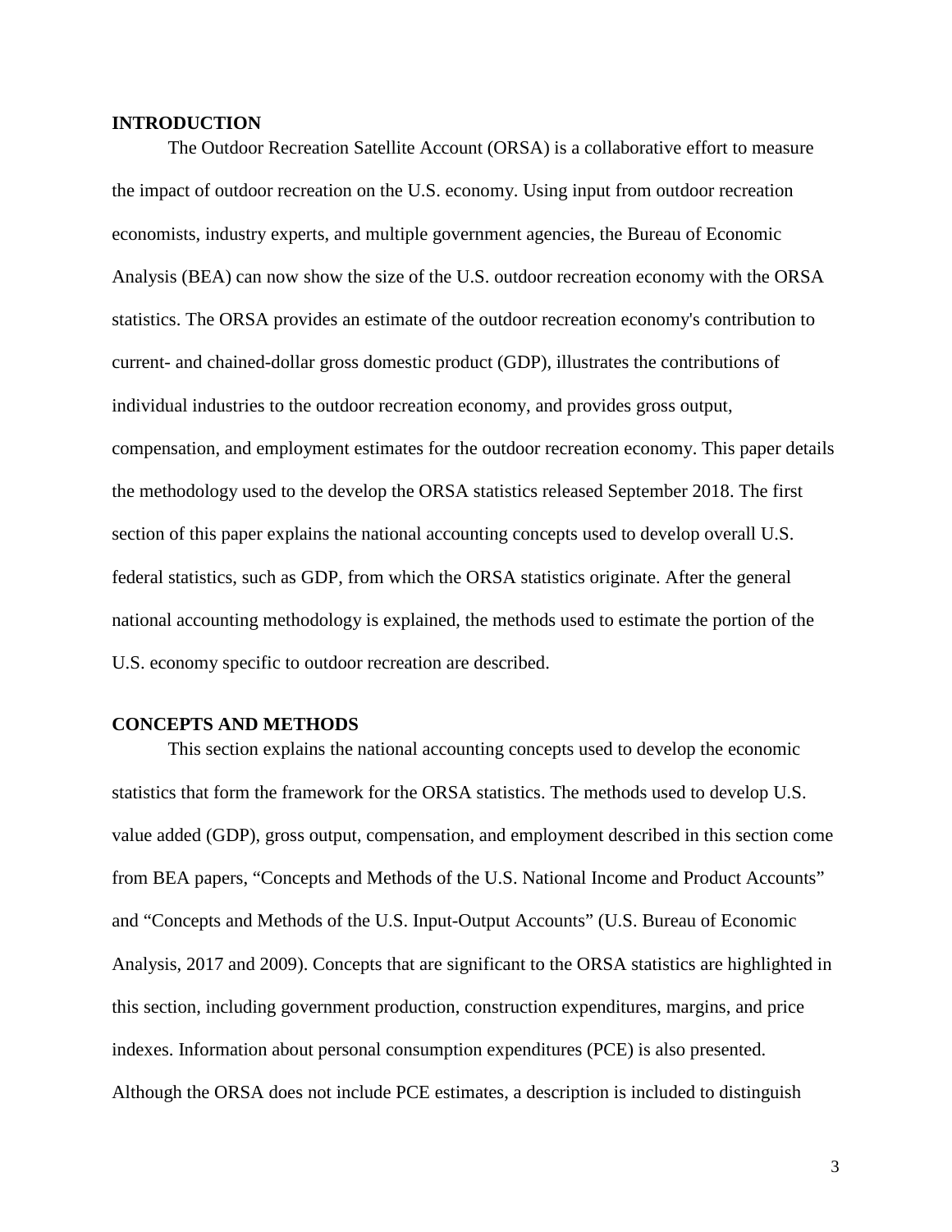## INTRODUCTION

The Outdoor Recreation Satellite Account (ORSA) is a collaborative effort to measure the impact of outdoor recreation on the U.S. economy. Using input from outdoor recreation economists, industry experts, and multiple government agencies, the Bureau of Economic Analysis (BEA) can now show the size of the U.S. outdoor recreation economy with the ORSA statistics. The ORSA provides an estimate of the outdoor recreation economy's contribution to current- and chained-dollar gross domestic product (GDP), illustrates the contributions of individual industries to the outdoor recreation economy, and provides gross output, compensation, and employment estimates for the outdoor recreation economy. This paper details the methodology used to the develop the ORSA statistics released September 2018. The first section of this paper explains the national accounting concepts used to develop overall U.S. federal statistics, such as GDP, from which the ORSA statistics originate. After the general national accounting methodology is explained, the methods used to estimate the portion of the U.S. economy specific to outdoor recreation are described.

## CONCEPTS AND METHODS

This section explains the national accounting concepts used to develop the economic statistics that form the framework for the ORSA statistics. The methods used to develop U.S. value added (GDP), gross output, compensation, and employment described in this section come from BEA papers, "Concepts and Methods of the U.S. National Income and Product Accounts" and "Concepts and Methods of the U.S. Input-Output Accounts" (U.S. Bureau of Economic Analysis, 2017 and 2009). Concepts that are significant to the ORSA statistics are highlighted in this section, including government production, construction expenditures, margins, and price indexes. Information about personal consumption expenditures (PCE) is also presented. Although the ORSA does not include PCE estimates, a description is included to distinguish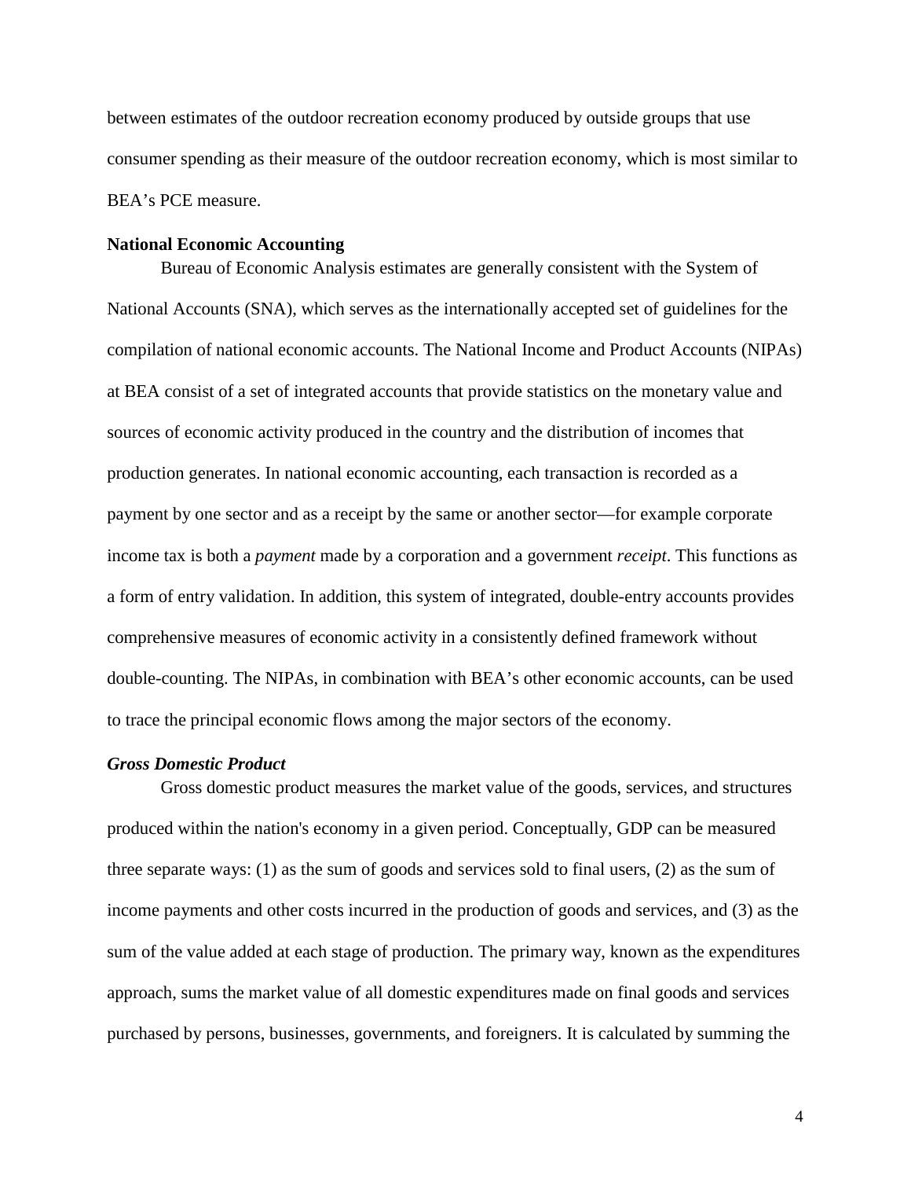between estimates of the outdoor recreation economy produced by outside groups that use consumer spending as their measure of the outdoor recreation economy, which is most similar to BEA's PCE measure.

**National Economic Accounting**

Bureau of Economic Analysis estimates are generally consistent with the System of National Accounts (SNA), which serves as the internationally accepted set of guidelines for the compilation of national economic accounts. The National Income and Product Accounts (NIPAs) at BEA consist of a set of integrated accounts that provide statistics on the monetary value and sources of economic activity produced in the country and the distribution of incomes that production generates. In national economic accounting, each transaction is recorded as a payment by one sector and as a receipt by the same or another sector—for example corporate income tax is both a *payment* made by a corporation and a government *receipt*. This functions as a form of entry validation. In addition, this system of integrated, double-entry accounts provides comprehensive measures of economic activity in a consistently defined framework without double-counting. The NIPAs, in combination with BEA's other economic accounts, can be used to trace the principal economic flows among the major sectors of the economy.

***Gross Domestic Product***

Gross domestic product measures the market value of the goods, services, and structures produced within the nation's economy in a given period. Conceptually, GDP can be measured three separate ways: (1) as the sum of goods and services sold to final users, (2) as the sum of income payments and other costs incurred in the production of goods and services, and (3) as the sum of the value added at each stage of production. The primary way, known as the expenditures approach, sums the market value of all domestic expenditures made on final goods and services purchased by persons, businesses, governments, and foreigners. It is calculated by summing the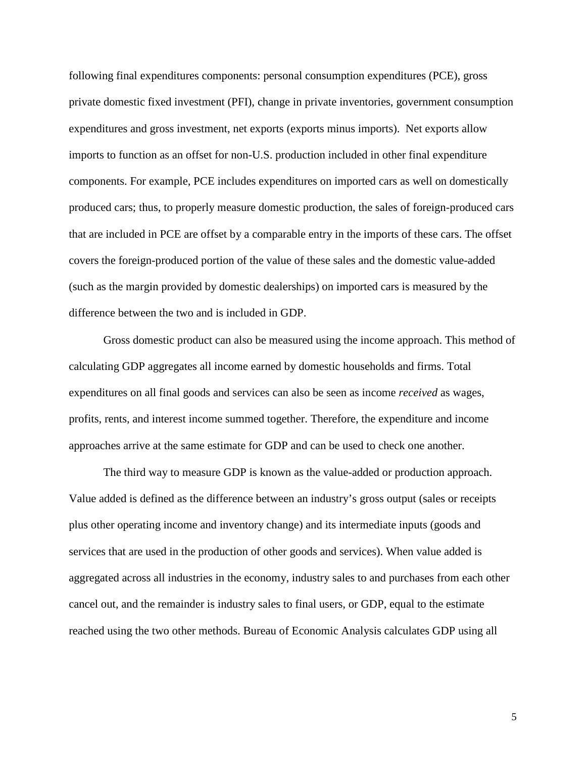following final expenditures components: personal consumption expenditures (PCE), gross private domestic fixed investment (PFI), change in private inventories, government consumption expenditures and gross investment, net exports (exports minus imports). Net exports allow imports to function as an offset for non-U.S. production included in other final expenditure components. For example, PCE includes expenditures on imported cars as well on domestically produced cars; thus, to properly measure domestic production, the sales of foreign-produced cars that are included in PCE are offset by a comparable entry in the imports of these cars. The offset covers the foreign-produced portion of the value of these sales and the domestic value-added (such as the margin provided by domestic dealerships) on imported cars is measured by the difference between the two and is included in GDP.

Gross domestic product can also be measured using the income approach. This method of calculating GDP aggregates all income earned by domestic households and firms. Total expenditures on all final goods and services can also be seen as income *received* as wages, profits, rents, and interest income summed together. Therefore, the expenditure and income approaches arrive at the same estimate for GDP and can be used to check one another.

The third way to measure GDP is known as the value-added or production approach. Value added is defined as the difference between an industry's gross output (sales or receipts plus other operating income and inventory change) and its intermediate inputs (goods and services that are used in the production of other goods and services). When value added is aggregated across all industries in the economy, industry sales to and purchases from each other cancel out, and the remainder is industry sales to final users, or GDP, equal to the estimate reached using the two other methods. Bureau of Economic Analysis calculates GDP using all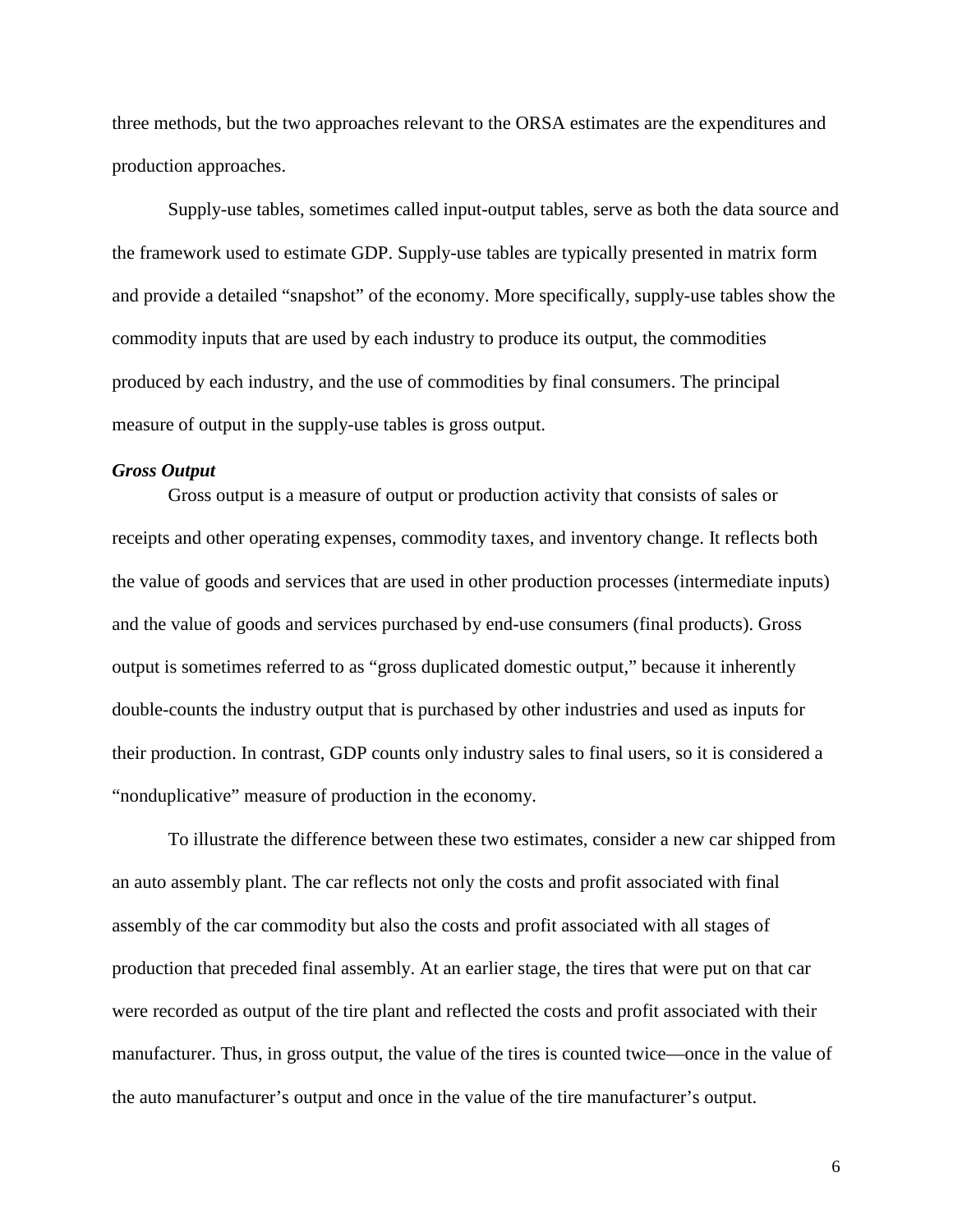three methods, but the two approaches relevant to the ORSA estimates are the expenditures and production approaches.

Supply-use tables, sometimes called input-output tables, serve as both the data source and the framework used to estimate GDP. Supply-use tables are typically presented in matrix form and provide a detailed "snapshot" of the economy. More specifically, supply-use tables show the commodity inputs that are used by each industry to produce its output, the commodities produced by each industry, and the use of commodities by final consumers. The principal measure of output in the supply-use tables is gross output.

***Gross Output***

Gross output is a measure of output or production activity that consists of sales or receipts and other operating expenses, commodity taxes, and inventory change. It reflects both the value of goods and services that are used in other production processes (intermediate inputs) and the value of goods and services purchased by end-use consumers (final products). Gross output is sometimes referred to as "gross duplicated domestic output," because it inherently double-counts the industry output that is purchased by other industries and used as inputs for their production. In contrast, GDP counts only industry sales to final users, so it is considered a "nonduplicative" measure of production in the economy.

To illustrate the difference between these two estimates, consider a new car shipped from an auto assembly plant. The car reflects not only the costs and profit associated with final assembly of the car commodity but also the costs and profit associated with all stages of production that preceded final assembly. At an earlier stage, the tires that were put on that car were recorded as output of the tire plant and reflected the costs and profit associated with their manufacturer. Thus, in gross output, the value of the tires is counted twice—once in the value of the auto manufacturer's output and once in the value of the tire manufacturer's output.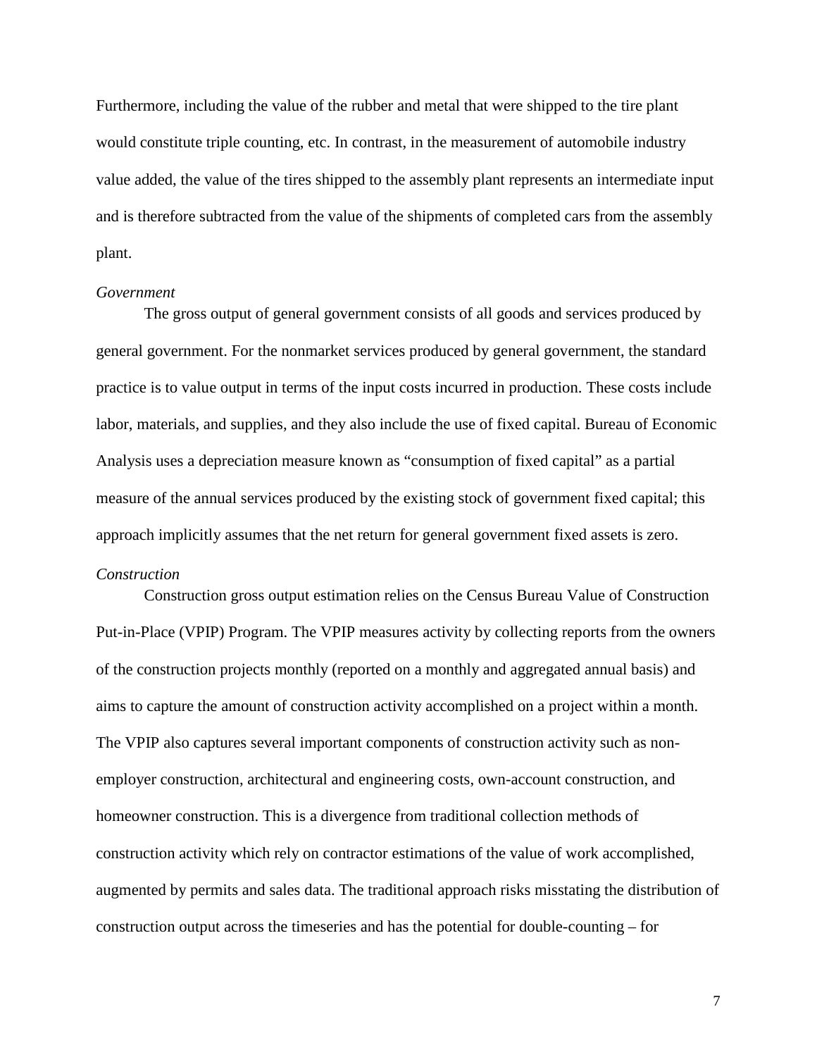Furthermore, including the value of the rubber and metal that were shipped to the tire plant would constitute triple counting, etc. In contrast, in the measurement of automobile industry value added, the value of the tires shipped to the assembly plant represents an intermediate input and is therefore subtracted from the value of the shipments of completed cars from the assembly plant.

*Government*

The gross output of general government consists of all goods and services produced by general government. For the nonmarket services produced by general government, the standard practice is to value output in terms of the input costs incurred in production. These costs include labor, materials, and supplies, and they also include the use of fixed capital. Bureau of Economic Analysis uses a depreciation measure known as "consumption of fixed capital" as a partial measure of the annual services produced by the existing stock of government fixed capital; this approach implicitly assumes that the net return for general government fixed assets is zero.

*Construction*

Construction gross output estimation relies on the Census Bureau Value of Construction Put-in-Place (VPIP) Program. The VPIP measures activity by collecting reports from the owners of the construction projects monthly (reported on a monthly and aggregated annual basis) and aims to capture the amount of construction activity accomplished on a project within a month. The VPIP also captures several important components of construction activity such as non-employer construction, architectural and engineering costs, own-account construction, and homeowner construction. This is a divergence from traditional collection methods of construction activity which rely on contractor estimations of the value of work accomplished, augmented by permits and sales data. The traditional approach risks misstating the distribution of construction output across the timeseries and has the potential for double-counting – for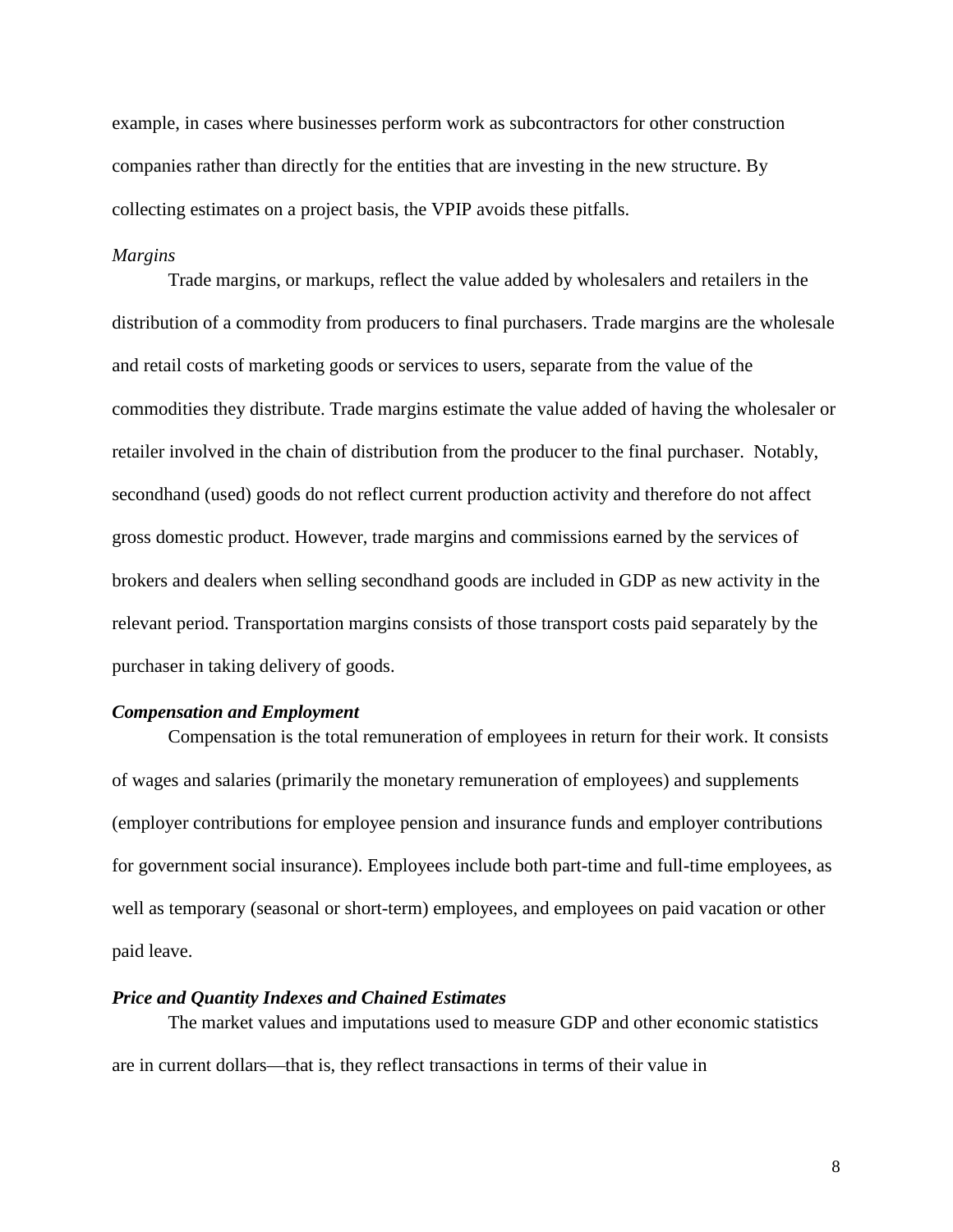example, in cases where businesses perform work as subcontractors for other construction companies rather than directly for the entities that are investing in the new structure. By collecting estimates on a project basis, the VPIP avoids these pitfalls.

*Margins*

Trade margins, or markups, reflect the value added by wholesalers and retailers in the distribution of a commodity from producers to final purchasers. Trade margins are the wholesale and retail costs of marketing goods or services to users, separate from the value of the commodities they distribute. Trade margins estimate the value added of having the wholesaler or retailer involved in the chain of distribution from the producer to the final purchaser. Notably, secondhand (used) goods do not reflect current production activity and therefore do not affect gross domestic product. However, trade margins and commissions earned by the services of brokers and dealers when selling secondhand goods are included in GDP as new activity in the relevant period. Transportation margins consists of those transport costs paid separately by the purchaser in taking delivery of goods.

***Compensation and Employment***

Compensation is the total remuneration of employees in return for their work. It consists of wages and salaries (primarily the monetary remuneration of employees) and supplements (employer contributions for employee pension and insurance funds and employer contributions for government social insurance). Employees include both part-time and full-time employees, as well as temporary (seasonal or short-term) employees, and employees on paid vacation or other paid leave.

***Price and Quantity Indexes and Chained Estimates***

The market values and imputations used to measure GDP and other economic statistics are in current dollars—that is, they reflect transactions in terms of their value in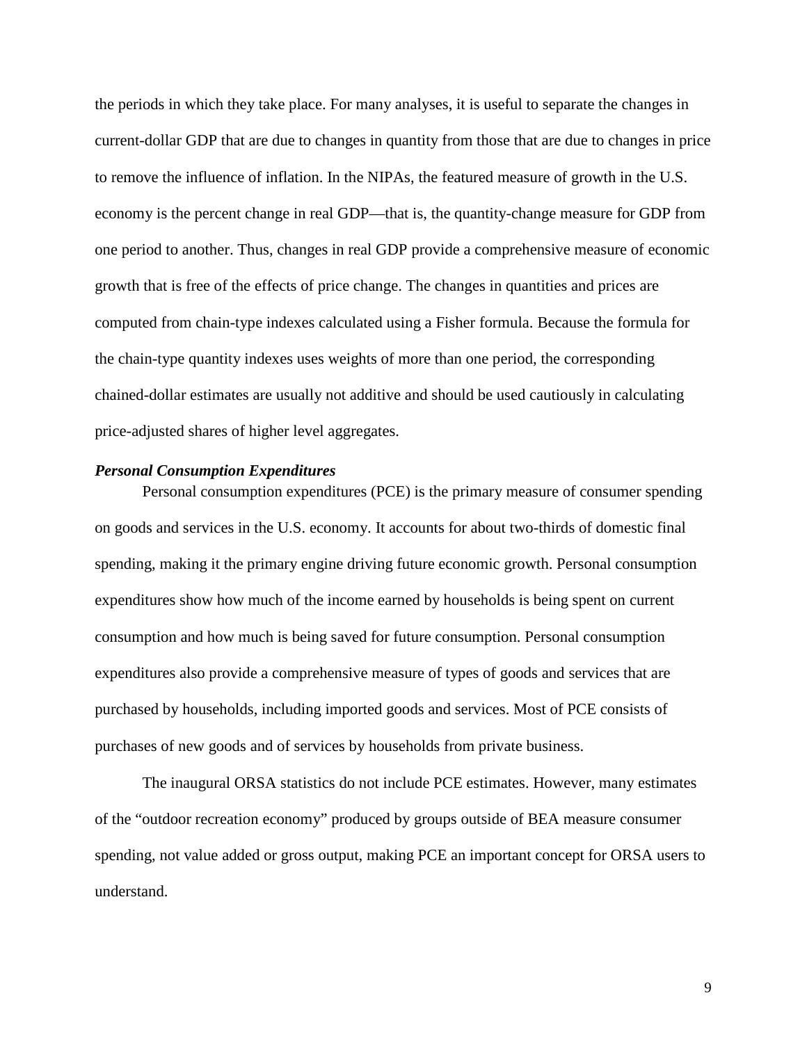the periods in which they take place. For many analyses, it is useful to separate the changes in current-dollar GDP that are due to changes in quantity from those that are due to changes in price to remove the influence of inflation. In the NIPAs, the featured measure of growth in the U.S. economy is the percent change in real GDP—that is, the quantity-change measure for GDP from one period to another. Thus, changes in real GDP provide a comprehensive measure of economic growth that is free of the effects of price change. The changes in quantities and prices are computed from chain-type indexes calculated using a Fisher formula. Because the formula for the chain-type quantity indexes uses weights of more than one period, the corresponding chained-dollar estimates are usually not additive and should be used cautiously in calculating price-adjusted shares of higher level aggregates.

***Personal Consumption Expenditures***

Personal consumption expenditures (PCE) is the primary measure of consumer spending on goods and services in the U.S. economy. It accounts for about two-thirds of domestic final spending, making it the primary engine driving future economic growth. Personal consumption expenditures show how much of the income earned by households is being spent on current consumption and how much is being saved for future consumption. Personal consumption expenditures also provide a comprehensive measure of types of goods and services that are purchased by households, including imported goods and services. Most of PCE consists of purchases of new goods and of services by households from private business.

The inaugural ORSA statistics do not include PCE estimates. However, many estimates of the "outdoor recreation economy" produced by groups outside of BEA measure consumer spending, not value added or gross output, making PCE an important concept for ORSA users to understand.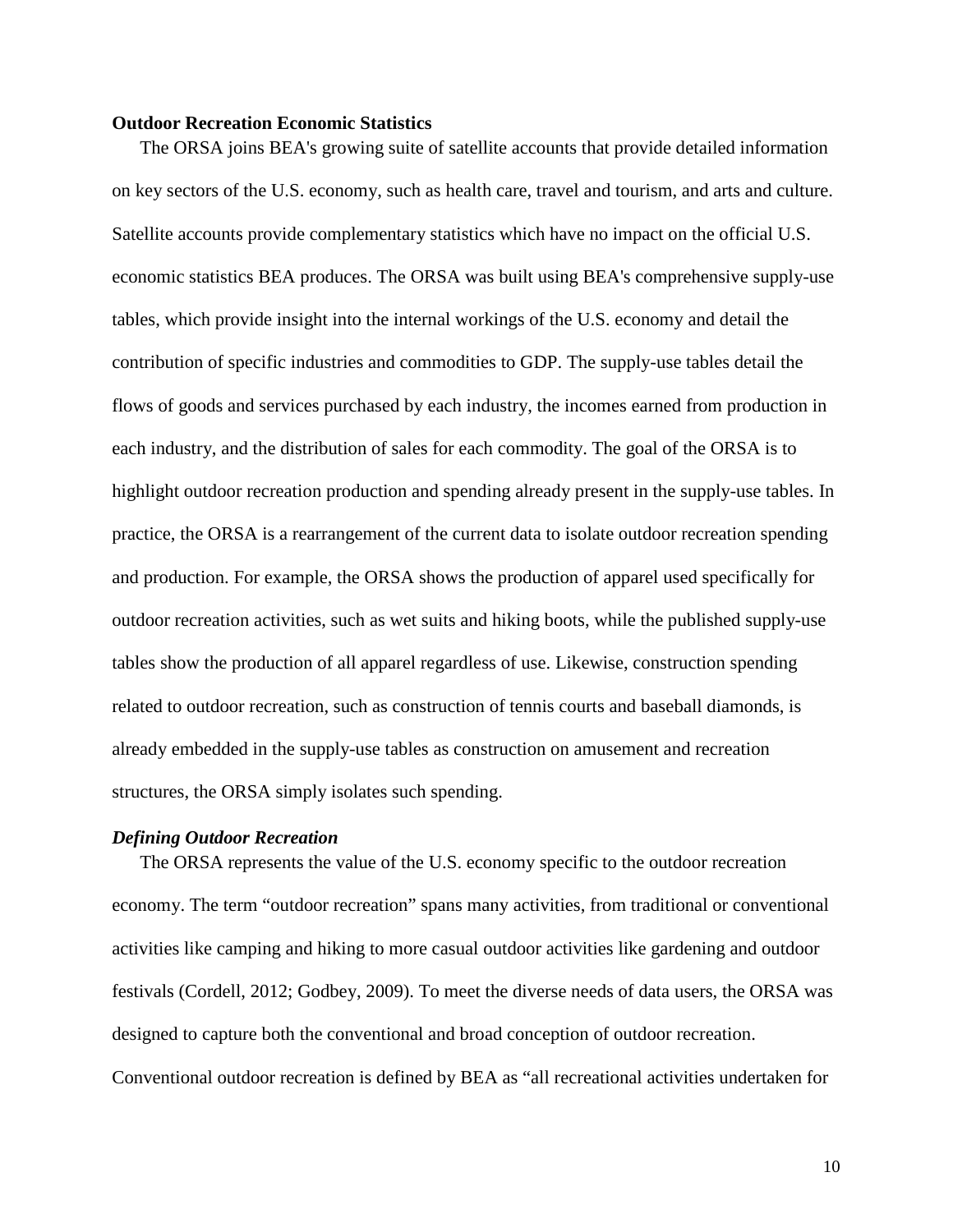**Outdoor Recreation Economic Statistics**

The ORSA joins BEA's growing suite of satellite accounts that provide detailed information on key sectors of the U.S. economy, such as health care, travel and tourism, and arts and culture. Satellite accounts provide complementary statistics which have no impact on the official U.S. economic statistics BEA produces. The ORSA was built using BEA's comprehensive supply-use tables, which provide insight into the internal workings of the U.S. economy and detail the contribution of specific industries and commodities to GDP. The supply-use tables detail the flows of goods and services purchased by each industry, the incomes earned from production in each industry, and the distribution of sales for each commodity. The goal of the ORSA is to highlight outdoor recreation production and spending already present in the supply-use tables. In practice, the ORSA is a rearrangement of the current data to isolate outdoor recreation spending and production. For example, the ORSA shows the production of apparel used specifically for outdoor recreation activities, such as wet suits and hiking boots, while the published supply-use tables show the production of all apparel regardless of use. Likewise, construction spending related to outdoor recreation, such as construction of tennis courts and baseball diamonds, is already embedded in the supply-use tables as construction on amusement and recreation structures, the ORSA simply isolates such spending.

***Defining Outdoor Recreation***

The ORSA represents the value of the U.S. economy specific to the outdoor recreation economy. The term "outdoor recreation" spans many activities, from traditional or conventional activities like camping and hiking to more casual outdoor activities like gardening and outdoor festivals (Cordell, 2012; Godbey, 2009). To meet the diverse needs of data users, the ORSA was designed to capture both the conventional and broad conception of outdoor recreation. Conventional outdoor recreation is defined by BEA as "all recreational activities undertaken for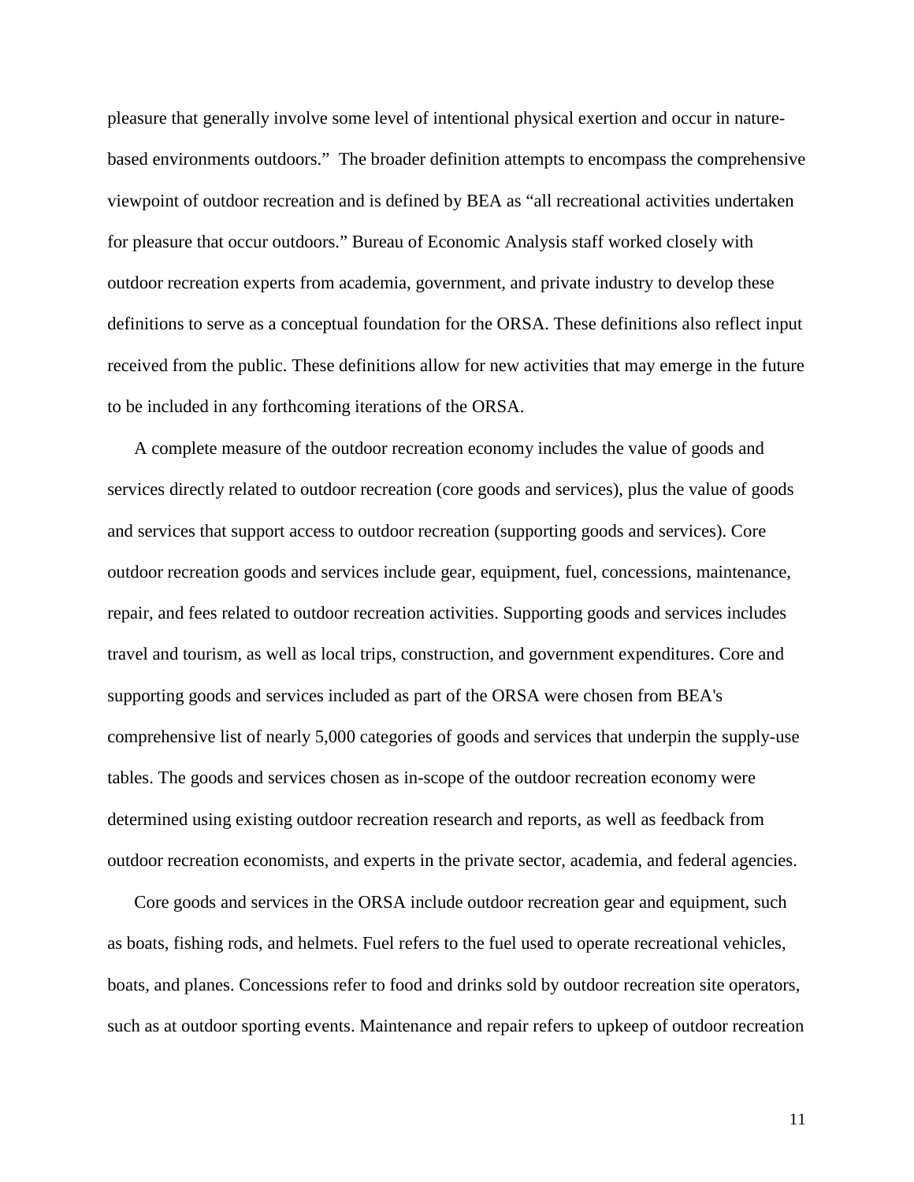pleasure that generally involve some level of intentional physical exertion and occur in nature-based environments outdoors." The broader definition attempts to encompass the comprehensive viewpoint of outdoor recreation and is defined by BEA as "all recreational activities undertaken for pleasure that occur outdoors." Bureau of Economic Analysis staff worked closely with outdoor recreation experts from academia, government, and private industry to develop these definitions to serve as a conceptual foundation for the ORSA. These definitions also reflect input received from the public. These definitions allow for new activities that may emerge in the future to be included in any forthcoming iterations of the ORSA.

A complete measure of the outdoor recreation economy includes the value of goods and services directly related to outdoor recreation (core goods and services), plus the value of goods and services that support access to outdoor recreation (supporting goods and services). Core outdoor recreation goods and services include gear, equipment, fuel, concessions, maintenance, repair, and fees related to outdoor recreation activities. Supporting goods and services includes travel and tourism, as well as local trips, construction, and government expenditures. Core and supporting goods and services included as part of the ORSA were chosen from BEA's comprehensive list of nearly 5,000 categories of goods and services that underpin the supply-use tables. The goods and services chosen as in-scope of the outdoor recreation economy were determined using existing outdoor recreation research and reports, as well as feedback from outdoor recreation economists, and experts in the private sector, academia, and federal agencies.

Core goods and services in the ORSA include outdoor recreation gear and equipment, such as boats, fishing rods, and helmets. Fuel refers to the fuel used to operate recreational vehicles, boats, and planes. Concessions refer to food and drinks sold by outdoor recreation site operators, such as at outdoor sporting events. Maintenance and repair refers to upkeep of outdoor recreation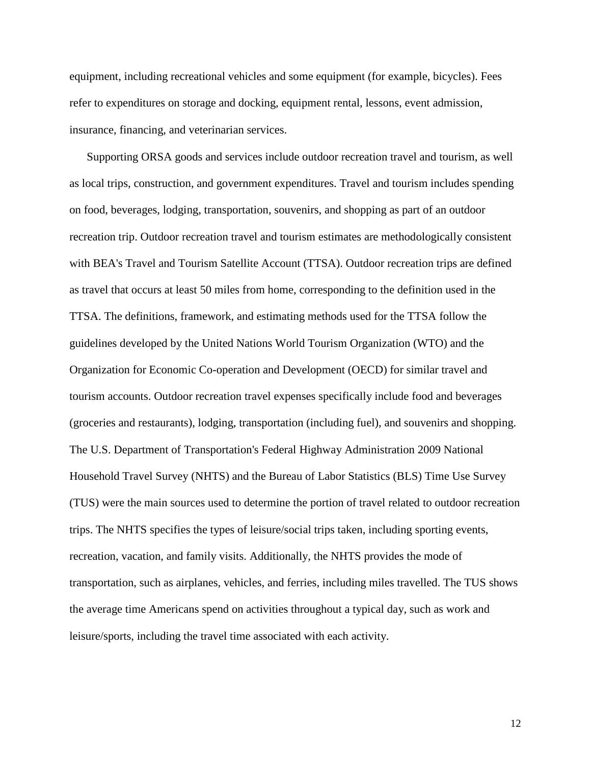equipment, including recreational vehicles and some equipment (for example, bicycles). Fees refer to expenditures on storage and docking, equipment rental, lessons, event admission, insurance, financing, and veterinarian services.

Supporting ORSA goods and services include outdoor recreation travel and tourism, as well as local trips, construction, and government expenditures. Travel and tourism includes spending on food, beverages, lodging, transportation, souvenirs, and shopping as part of an outdoor recreation trip. Outdoor recreation travel and tourism estimates are methodologically consistent with BEA's Travel and Tourism Satellite Account (TTSA). Outdoor recreation trips are defined as travel that occurs at least 50 miles from home, corresponding to the definition used in the TTSA. The definitions, framework, and estimating methods used for the TTSA follow the guidelines developed by the United Nations World Tourism Organization (WTO) and the Organization for Economic Co-operation and Development (OECD) for similar travel and tourism accounts. Outdoor recreation travel expenses specifically include food and beverages (groceries and restaurants), lodging, transportation (including fuel), and souvenirs and shopping. The U.S. Department of Transportation's Federal Highway Administration 2009 National Household Travel Survey (NHTS) and the Bureau of Labor Statistics (BLS) Time Use Survey (TUS) were the main sources used to determine the portion of travel related to outdoor recreation trips. The NHTS specifies the types of leisure/social trips taken, including sporting events, recreation, vacation, and family visits. Additionally, the NHTS provides the mode of transportation, such as airplanes, vehicles, and ferries, including miles travelled. The TUS shows the average time Americans spend on activities throughout a typical day, such as work and leisure/sports, including the travel time associated with each activity.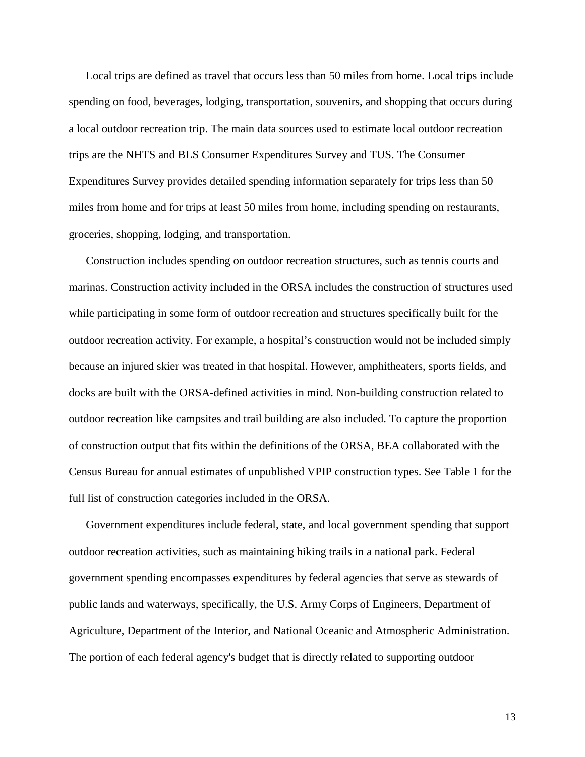Local trips are defined as travel that occurs less than 50 miles from home. Local trips include spending on food, beverages, lodging, transportation, souvenirs, and shopping that occurs during a local outdoor recreation trip. The main data sources used to estimate local outdoor recreation trips are the NHTS and BLS Consumer Expenditures Survey and TUS. The Consumer Expenditures Survey provides detailed spending information separately for trips less than 50 miles from home and for trips at least 50 miles from home, including spending on restaurants, groceries, shopping, lodging, and transportation.

Construction includes spending on outdoor recreation structures, such as tennis courts and marinas. Construction activity included in the ORSA includes the construction of structures used while participating in some form of outdoor recreation and structures specifically built for the outdoor recreation activity. For example, a hospital's construction would not be included simply because an injured skier was treated in that hospital. However, amphitheaters, sports fields, and docks are built with the ORSA-defined activities in mind. Non-building construction related to outdoor recreation like campsites and trail building are also included. To capture the proportion of construction output that fits within the definitions of the ORSA, BEA collaborated with the Census Bureau for annual estimates of unpublished VPIP construction types. See Table 1 for the full list of construction categories included in the ORSA.

Government expenditures include federal, state, and local government spending that support outdoor recreation activities, such as maintaining hiking trails in a national park. Federal government spending encompasses expenditures by federal agencies that serve as stewards of public lands and waterways, specifically, the U.S. Army Corps of Engineers, Department of Agriculture, Department of the Interior, and National Oceanic and Atmospheric Administration. The portion of each federal agency's budget that is directly related to supporting outdoor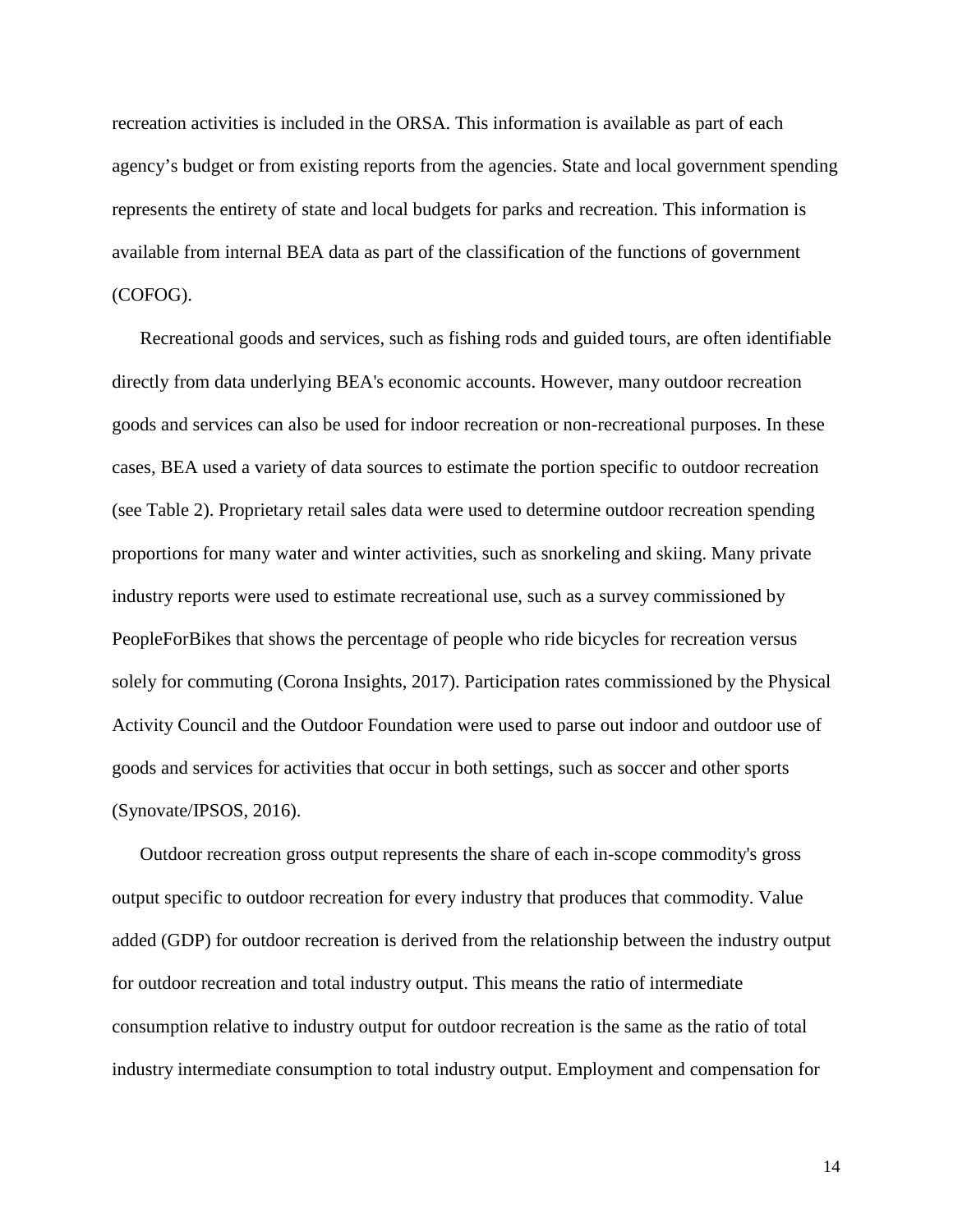recreation activities is included in the ORSA. This information is available as part of each agency's budget or from existing reports from the agencies. State and local government spending represents the entirety of state and local budgets for parks and recreation. This information is available from internal BEA data as part of the classification of the functions of government (COFOG).

Recreational goods and services, such as fishing rods and guided tours, are often identifiable directly from data underlying BEA's economic accounts. However, many outdoor recreation goods and services can also be used for indoor recreation or non-recreational purposes. In these cases, BEA used a variety of data sources to estimate the portion specific to outdoor recreation (see Table 2). Proprietary retail sales data were used to determine outdoor recreation spending proportions for many water and winter activities, such as snorkeling and skiing. Many private industry reports were used to estimate recreational use, such as a survey commissioned by PeopleForBikes that shows the percentage of people who ride bicycles for recreation versus solely for commuting (Corona Insights, 2017). Participation rates commissioned by the Physical Activity Council and the Outdoor Foundation were used to parse out indoor and outdoor use of goods and services for activities that occur in both settings, such as soccer and other sports (Synovate/IPSOS, 2016).

Outdoor recreation gross output represents the share of each in-scope commodity's gross output specific to outdoor recreation for every industry that produces that commodity. Value added (GDP) for outdoor recreation is derived from the relationship between the industry output for outdoor recreation and total industry output. This means the ratio of intermediate consumption relative to industry output for outdoor recreation is the same as the ratio of total industry intermediate consumption to total industry output. Employment and compensation for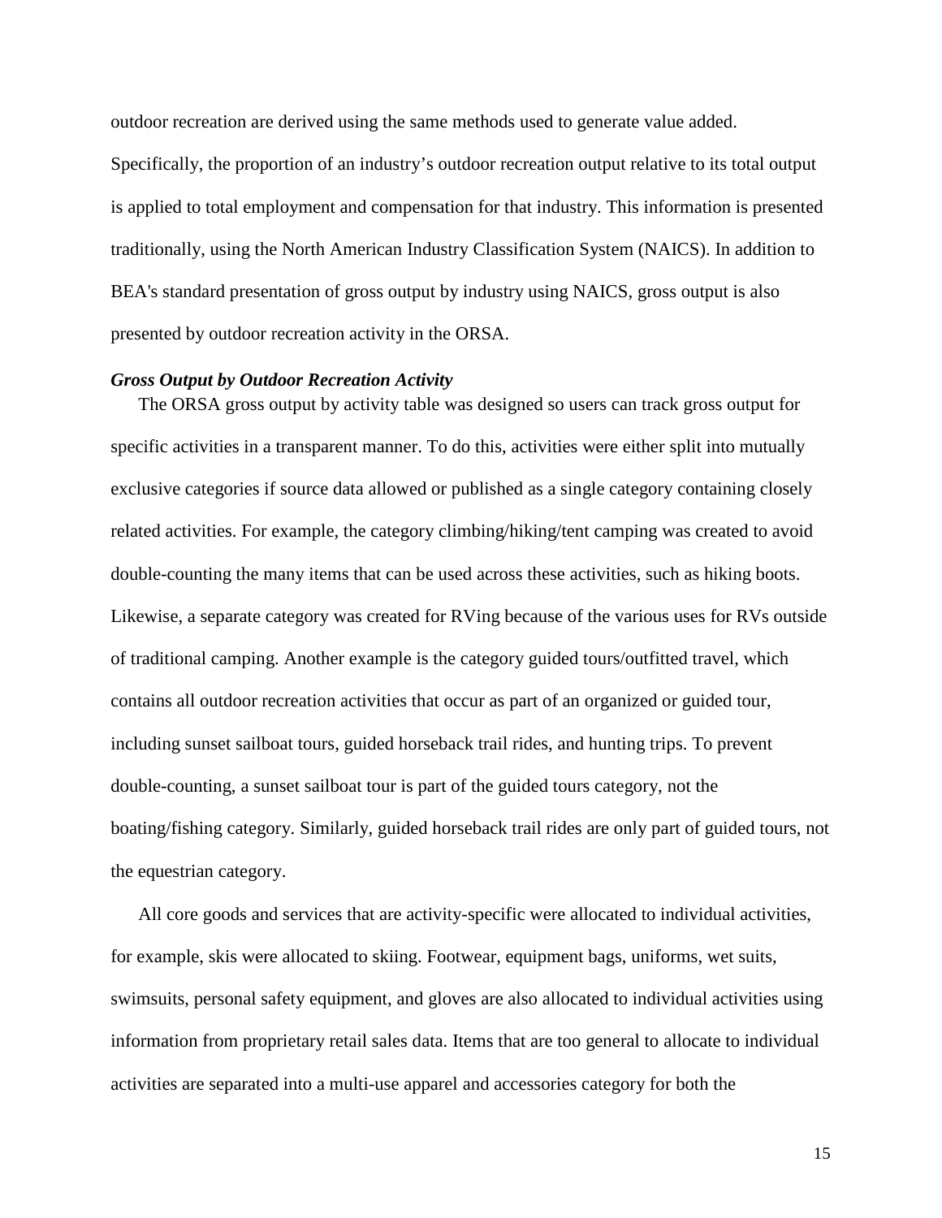outdoor recreation are derived using the same methods used to generate value added. Specifically, the proportion of an industry's outdoor recreation output relative to its total output is applied to total employment and compensation for that industry. This information is presented traditionally, using the North American Industry Classification System (NAICS). In addition to BEA's standard presentation of gross output by industry using NAICS, gross output is also presented by outdoor recreation activity in the ORSA.

***Gross Output by Outdoor Recreation Activity***

The ORSA gross output by activity table was designed so users can track gross output for specific activities in a transparent manner. To do this, activities were either split into mutually exclusive categories if source data allowed or published as a single category containing closely related activities. For example, the category climbing/hiking/tent camping was created to avoid double-counting the many items that can be used across these activities, such as hiking boots. Likewise, a separate category was created for RVing because of the various uses for RVs outside of traditional camping. Another example is the category guided tours/outfitted travel, which contains all outdoor recreation activities that occur as part of an organized or guided tour, including sunset sailboat tours, guided horseback trail rides, and hunting trips. To prevent double-counting, a sunset sailboat tour is part of the guided tours category, not the boating/fishing category. Similarly, guided horseback trail rides are only part of guided tours, not the equestrian category.

All core goods and services that are activity-specific were allocated to individual activities, for example, skis were allocated to skiing. Footwear, equipment bags, uniforms, wet suits, swimsuits, personal safety equipment, and gloves are also allocated to individual activities using information from proprietary retail sales data. Items that are too general to allocate to individual activities are separated into a multi-use apparel and accessories category for both the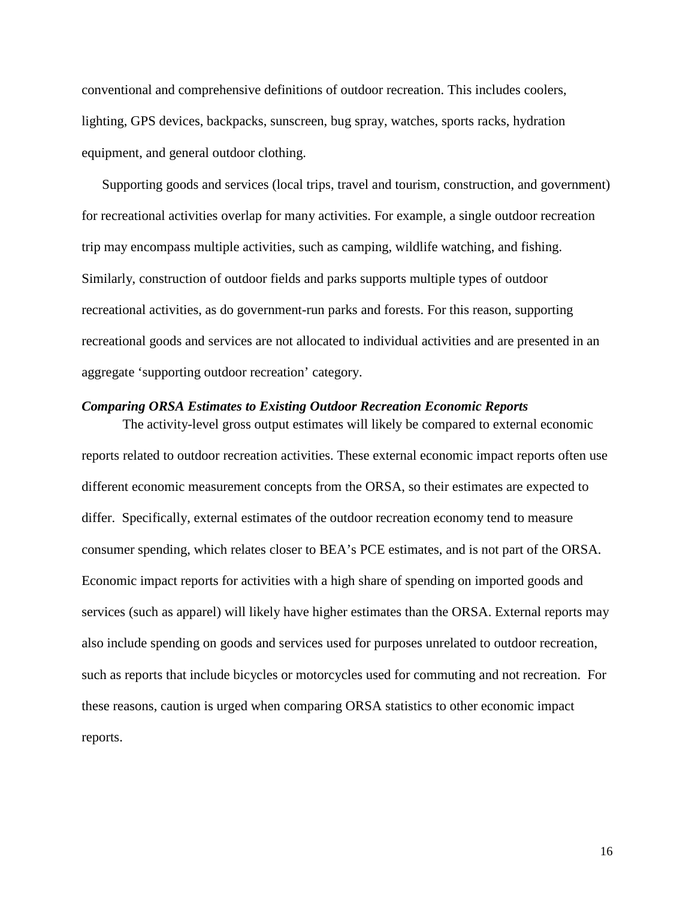conventional and comprehensive definitions of outdoor recreation. This includes coolers, lighting, GPS devices, backpacks, sunscreen, bug spray, watches, sports racks, hydration equipment, and general outdoor clothing.

Supporting goods and services (local trips, travel and tourism, construction, and government) for recreational activities overlap for many activities. For example, a single outdoor recreation trip may encompass multiple activities, such as camping, wildlife watching, and fishing. Similarly, construction of outdoor fields and parks supports multiple types of outdoor recreational activities, as do government-run parks and forests. For this reason, supporting recreational goods and services are not allocated to individual activities and are presented in an aggregate 'supporting outdoor recreation' category.

***Comparing ORSA Estimates to Existing Outdoor Recreation Economic Reports***

The activity-level gross output estimates will likely be compared to external economic reports related to outdoor recreation activities. These external economic impact reports often use different economic measurement concepts from the ORSA, so their estimates are expected to differ. Specifically, external estimates of the outdoor recreation economy tend to measure consumer spending, which relates closer to BEA's PCE estimates, and is not part of the ORSA. Economic impact reports for activities with a high share of spending on imported goods and services (such as apparel) will likely have higher estimates than the ORSA. External reports may also include spending on goods and services used for purposes unrelated to outdoor recreation, such as reports that include bicycles or motorcycles used for commuting and not recreation. For these reasons, caution is urged when comparing ORSA statistics to other economic impact reports.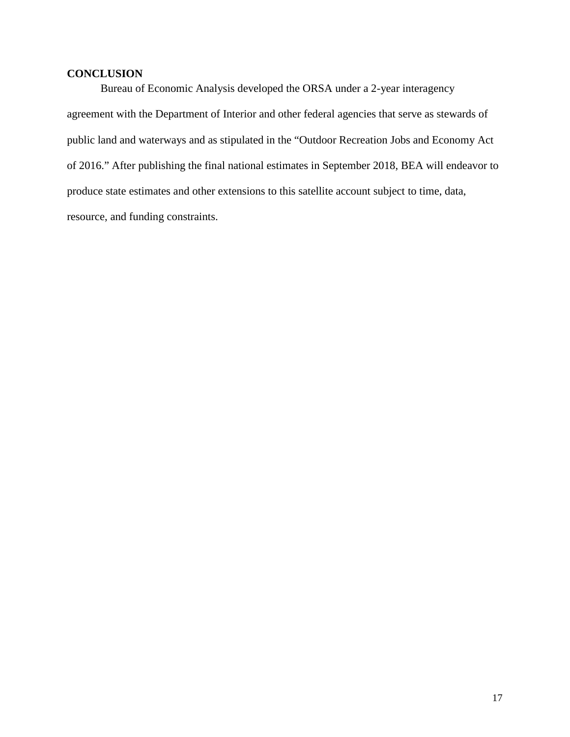## CONCLUSION

Bureau of Economic Analysis developed the ORSA under a 2-year interagency agreement with the Department of Interior and other federal agencies that serve as stewards of public land and waterways and as stipulated in the "Outdoor Recreation Jobs and Economy Act of 2016." After publishing the final national estimates in September 2018, BEA will endeavor to produce state estimates and other extensions to this satellite account subject to time, data, resource, and funding constraints.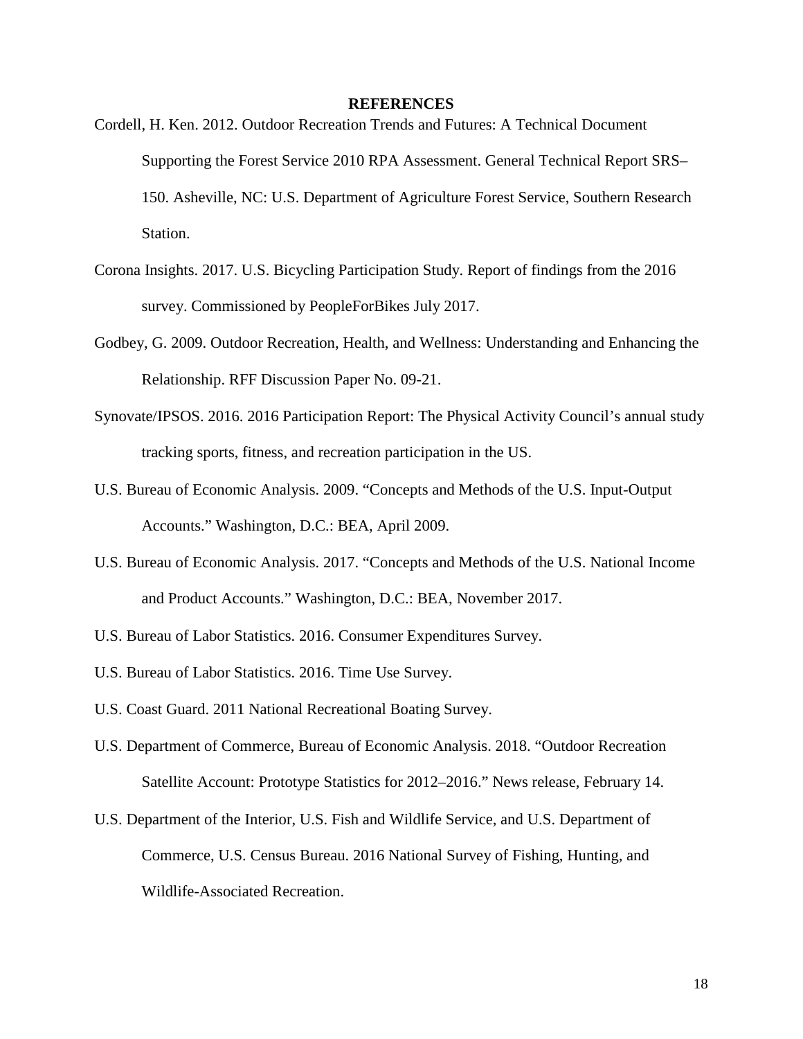# REFERENCES

Cordell, H. Ken. 2012. Outdoor Recreation Trends and Futures: A Technical Document Supporting the Forest Service 2010 RPA Assessment. General Technical Report SRS–150. Asheville, NC: U.S. Department of Agriculture Forest Service, Southern Research Station.

Corona Insights. 2017. U.S. Bicycling Participation Study. Report of findings from the 2016 survey. Commissioned by PeopleForBikes July 2017.

Godbey, G. 2009. Outdoor Recreation, Health, and Wellness: Understanding and Enhancing the Relationship. RFF Discussion Paper No. 09-21.

Synovate/IPSOS. 2016. 2016 Participation Report: The Physical Activity Council's annual study tracking sports, fitness, and recreation participation in the US.

U.S. Bureau of Economic Analysis. 2009. "Concepts and Methods of the U.S. Input-Output Accounts." Washington, D.C.: BEA, April 2009.

U.S. Bureau of Economic Analysis. 2017. "Concepts and Methods of the U.S. National Income and Product Accounts." Washington, D.C.: BEA, November 2017.

U.S. Bureau of Labor Statistics. 2016. Consumer Expenditures Survey.

U.S. Bureau of Labor Statistics. 2016. Time Use Survey.

U.S. Coast Guard. 2011 National Recreational Boating Survey.

U.S. Department of Commerce, Bureau of Economic Analysis. 2018. "Outdoor Recreation Satellite Account: Prototype Statistics for 2012–2016." News release, February 14.

U.S. Department of the Interior, U.S. Fish and Wildlife Service, and U.S. Department of Commerce, U.S. Census Bureau. 2016 National Survey of Fishing, Hunting, and Wildlife-Associated Recreation.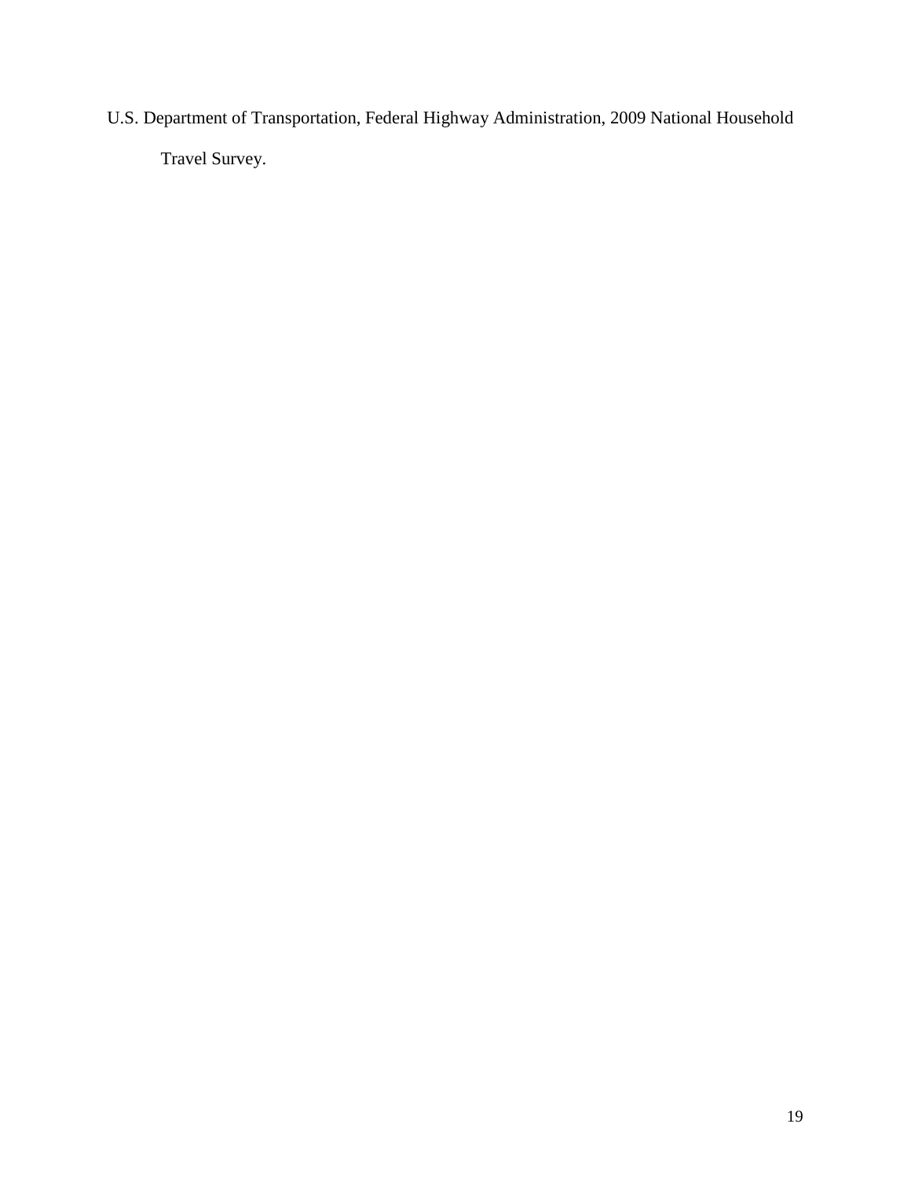U.S. Department of Transportation, Federal Highway Administration, 2009 National Household Travel Survey.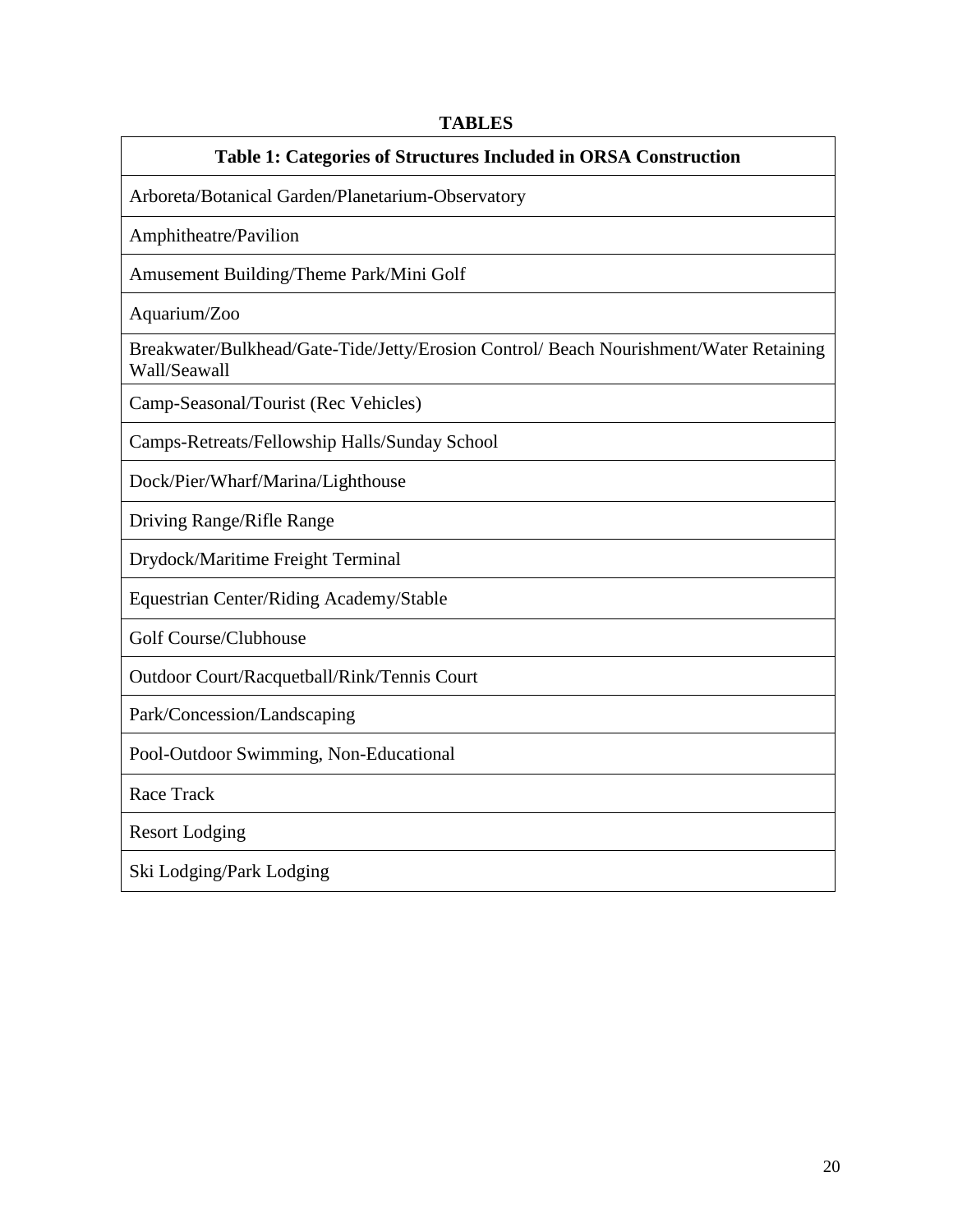**TABLES**

| Table 1: Categories of Structures Included in ORSA Construction |
|---|
| Arboreta/Botanical Garden/Planetarium-Observatory |
| Amphitheatre/Pavilion |
| Amusement Building/Theme Park/Mini Golf |
| Aquarium/Zoo |
| Breakwater/Bulkhead/Gate-Tide/Jetty/Erosion Control/ Beach Nourishment/Water Retaining Wall/Seawall |
| Camp-Seasonal/Tourist (Rec Vehicles) |
| Camps-Retreats/Fellowship Halls/Sunday School |
| Dock/Pier/Wharf/Marina/Lighthouse |
| Driving Range/Rifle Range |
| Drydock/Maritime Freight Terminal |
| Equestrian Center/Riding Academy/Stable |
| Golf Course/Clubhouse |
| Outdoor Court/Racquetball/Rink/Tennis Court |
| Park/Concession/Landscaping |
| Pool-Outdoor Swimming, Non-Educational |
| Race Track |
| Resort Lodging |
| Ski Lodging/Park Lodging |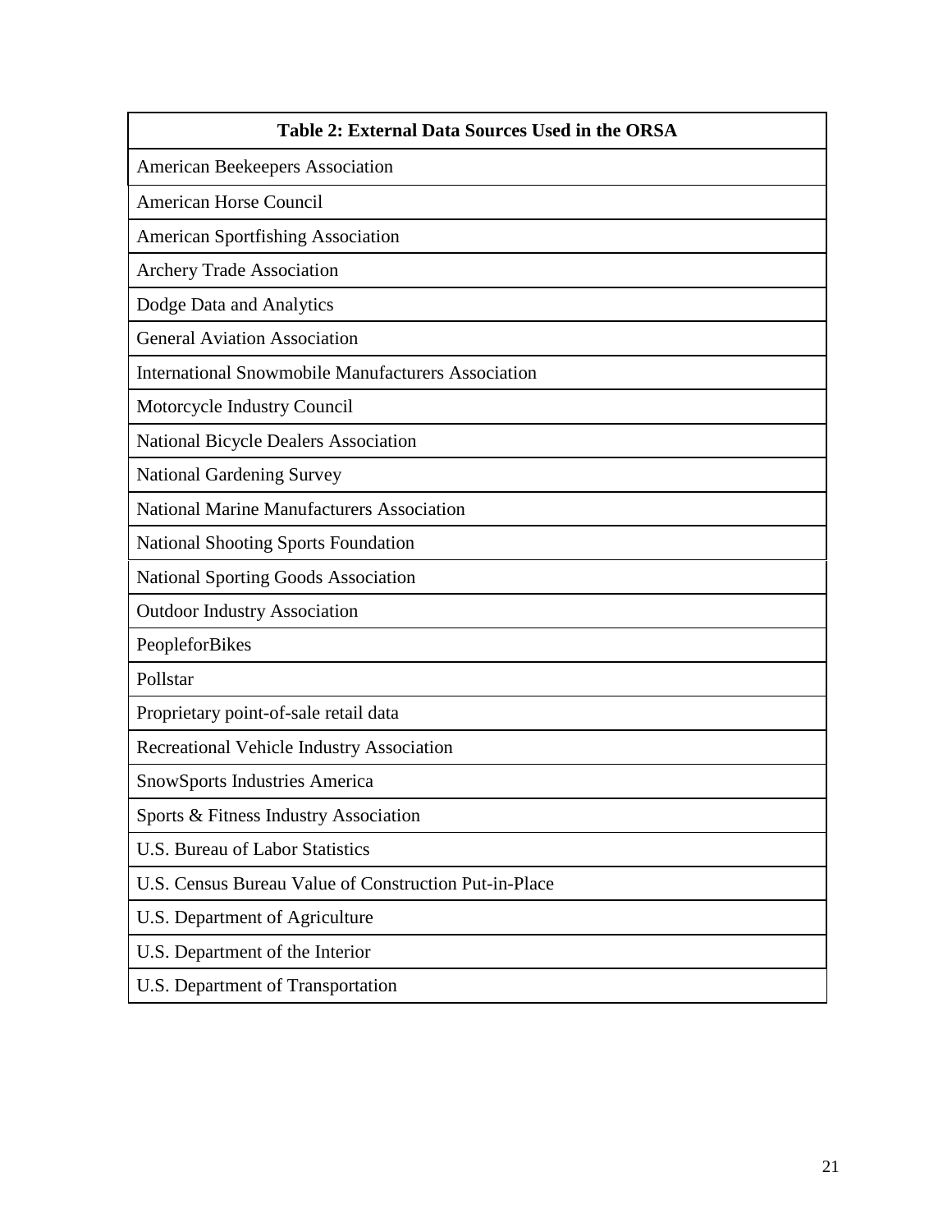| Table 2: External Data Sources Used in the ORSA |
|---|
| American Beekeepers Association |
| American Horse Council |
| American Sportfishing Association |
| Archery Trade Association |
| Dodge Data and Analytics |
| General Aviation Association |
| International Snowmobile Manufacturers Association |
| Motorcycle Industry Council |
| National Bicycle Dealers Association |
| National Gardening Survey |
| National Marine Manufacturers Association |
| National Shooting Sports Foundation |
| National Sporting Goods Association |
| Outdoor Industry Association |
| PeopleforBikes |
| Pollstar |
| Proprietary point-of-sale retail data |
| Recreational Vehicle Industry Association |
| SnowSports Industries America |
| Sports & Fitness Industry Association |
| U.S. Bureau of Labor Statistics |
| U.S. Census Bureau Value of Construction Put-in-Place |
| U.S. Department of Agriculture |
| U.S. Department of the Interior |
| U.S. Department of Transportation |